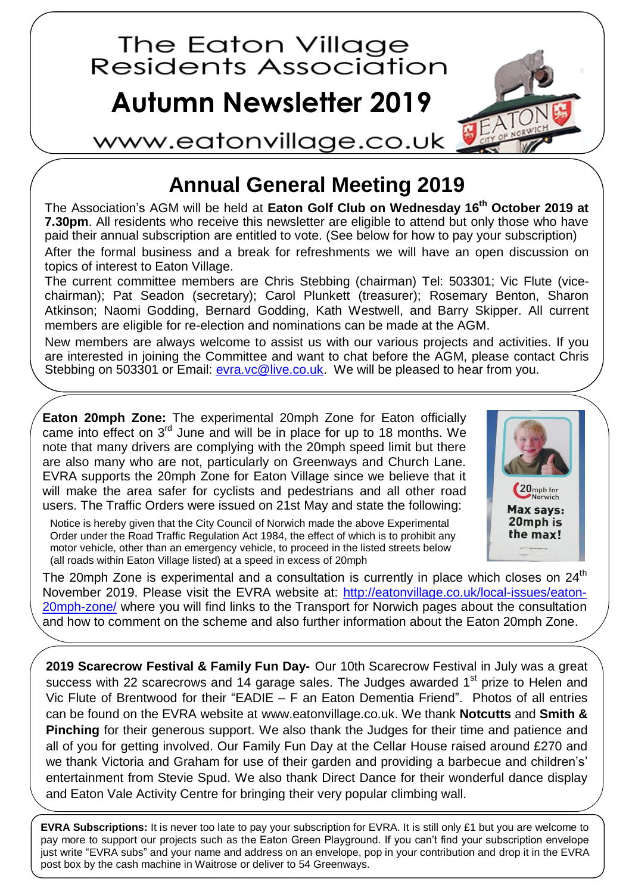# The Eaton Village Residents Association

# Autumn Newsletter 2019

www.eatonvillage.co.uk

## Annual General Meeting 2019

The Association's AGM will be held at **Eaton Golf Club on Wednesday 16th October 2019 at 7.30pm**. All residents who receive this newsletter are eligible to attend but only those who have paid their annual subscription are entitled to vote. (See below for how to pay your subscription)

After the formal business and a break for refreshments we will have an open discussion on topics of interest to Eaton Village.

The current committee members are Chris Stebbing (chairman) Tel: 503301; Vic Flute (vice-chairman); Pat Seadon (secretary); Carol Plunkett (treasurer); Rosemary Benton, Sharon Atkinson; Naomi Godding, Bernard Godding, Kath Westwell, and Barry Skipper. All current members are eligible for re-election and nominations can be made at the AGM.

New members are always welcome to assist us with our various projects and activities. If you are interested in joining the Committee and want to chat before the AGM, please contact Chris Stebbing on 503301 or Email: evra.vc@live.co.uk. We will be pleased to hear from you.

**Eaton 20mph Zone:** The experimental 20mph Zone for Eaton officially came into effect on 3rd June and will be in place for up to 18 months. We note that many drivers are complying with the 20mph speed limit but there are also many who are not, particularly on Greenways and Church Lane. EVRA supports the 20mph Zone for Eaton Village since we believe that it will make the area safer for cyclists and pedestrians and all other road users. The Traffic Orders were issued on 21st May and state the following:

> Notice is hereby given that the City Council of Norwich made the above Experimental Order under the Road Traffic Regulation Act 1984, the effect of which is to prohibit any motor vehicle, other than an emergency vehicle, to proceed in the listed streets below (all roads within Eaton Village listed) at a speed in excess of 20mph

20mph for Norwich
Max says: 20mph is the max!

The 20mph Zone is experimental and a consultation is currently in place which closes on 24th November 2019. Please visit the EVRA website at: http://eatonvillage.co.uk/local-issues/eaton-20mph-zone/ where you will find links to the Transport for Norwich pages about the consultation and how to comment on the scheme and also further information about the Eaton 20mph Zone.

**2019 Scarecrow Festival & Family Fun Day-** Our 10th Scarecrow Festival in July was a great success with 22 scarecrows and 14 garage sales. The Judges awarded 1st prize to Helen and Vic Flute of Brentwood for their "EADIE – F an Eaton Dementia Friend". Photos of all entries can be found on the EVRA website at www.eatonvillage.co.uk. We thank **Notcutts** and **Smith & Pinching** for their generous support. We also thank the Judges for their time and patience and all of you for getting involved. Our Family Fun Day at the Cellar House raised around £270 and we thank Victoria and Graham for use of their garden and providing a barbecue and children's' entertainment from Stevie Spud. We also thank Direct Dance for their wonderful dance display and Eaton Vale Activity Centre for bringing their very popular climbing wall.

**EVRA Subscriptions:** It is never too late to pay your subscription for EVRA. It is still only £1 but you are welcome to pay more to support our projects such as the Eaton Green Playground. If you can't find your subscription envelope just write "EVRA subs" and your name and address on an envelope, pop in your contribution and drop it in the EVRA post box by the cash machine in Waitrose or deliver to 54 Greenways.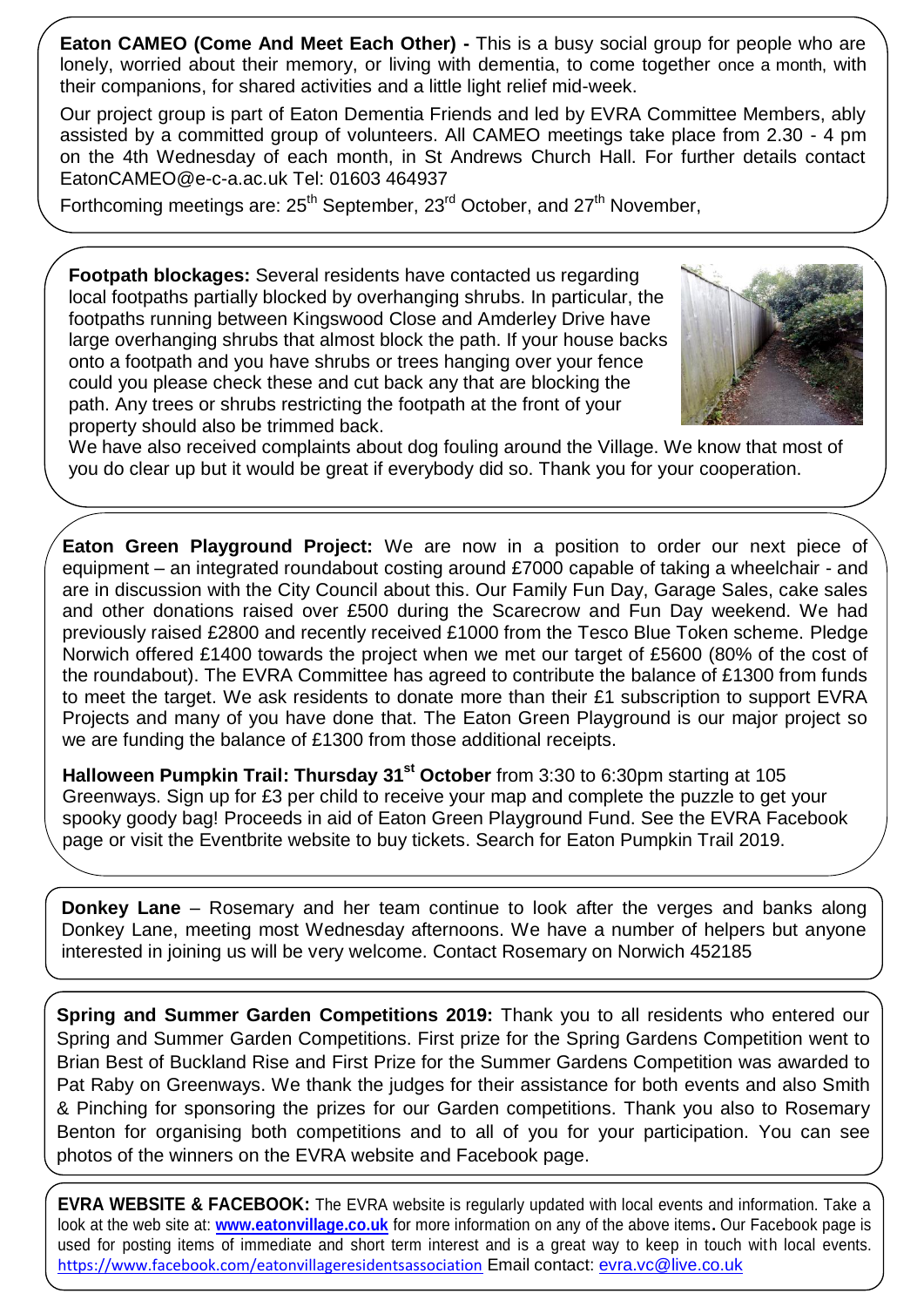**Eaton CAMEO (Come And Meet Each Other) -** This is a busy social group for people who are lonely, worried about their memory, or living with dementia, to come together once a month, with their companions, for shared activities and a little light relief mid-week.

Our project group is part of Eaton Dementia Friends and led by EVRA Committee Members, ably assisted by a committed group of volunteers. All CAMEO meetings take place from 2.30 - 4 pm on the 4th Wednesday of each month, in St Andrews Church Hall. For further details contact EatonCAMEO@e-c-a.ac.uk Tel: 01603 464937

Forthcoming meetings are: 25th September, 23rd October, and 27th November,

**Footpath blockages:** Several residents have contacted us regarding local footpaths partially blocked by overhanging shrubs. In particular, the footpaths running between Kingswood Close and Amderley Drive have large overhanging shrubs that almost block the path. If your house backs onto a footpath and you have shrubs or trees hanging over your fence could you please check these and cut back any that are blocking the path. Any trees or shrubs restricting the footpath at the front of your property should also be trimmed back.

We have also received complaints about dog fouling around the Village. We know that most of you do clear up but it would be great if everybody did so. Thank you for your cooperation.

**Eaton Green Playground Project:** We are now in a position to order our next piece of equipment – an integrated roundabout costing around £7000 capable of taking a wheelchair - and are in discussion with the City Council about this. Our Family Fun Day, Garage Sales, cake sales and other donations raised over £500 during the Scarecrow and Fun Day weekend. We had previously raised £2800 and recently received £1000 from the Tesco Blue Token scheme. Pledge Norwich offered £1400 towards the project when we met our target of £5600 (80% of the cost of the roundabout). The EVRA Committee has agreed to contribute the balance of £1300 from funds to meet the target. We ask residents to donate more than their £1 subscription to support EVRA Projects and many of you have done that. The Eaton Green Playground is our major project so we are funding the balance of £1300 from those additional receipts.

**Halloween Pumpkin Trail: Thursday 31st October** from 3:30 to 6:30pm starting at 105 Greenways. Sign up for £3 per child to receive your map and complete the puzzle to get your spooky goody bag! Proceeds in aid of Eaton Green Playground Fund. See the EVRA Facebook page or visit the Eventbrite website to buy tickets. Search for Eaton Pumpkin Trail 2019.

**Donkey Lane** – Rosemary and her team continue to look after the verges and banks along Donkey Lane, meeting most Wednesday afternoons. We have a number of helpers but anyone interested in joining us will be very welcome. Contact Rosemary on Norwich 452185

**Spring and Summer Garden Competitions 2019:** Thank you to all residents who entered our Spring and Summer Garden Competitions. First prize for the Spring Gardens Competition went to Brian Best of Buckland Rise and First Prize for the Summer Gardens Competition was awarded to Pat Raby on Greenways. We thank the judges for their assistance for both events and also Smith & Pinching for sponsoring the prizes for our Garden competitions. Thank you also to Rosemary Benton for organising both competitions and to all of you for your participation. You can see photos of the winners on the EVRA website and Facebook page.

**EVRA WEBSITE & FACEBOOK:** The EVRA website is regularly updated with local events and information. Take a look at the web site at: **www.eatonvillage.co.uk** for more information on any of the above items**.** Our Facebook page is used for posting items of immediate and short term interest and is a great way to keep in touch with local events. https://www.facebook.com/eatonvillageresidentsassociation Email contact: evra.vc@live.co.uk